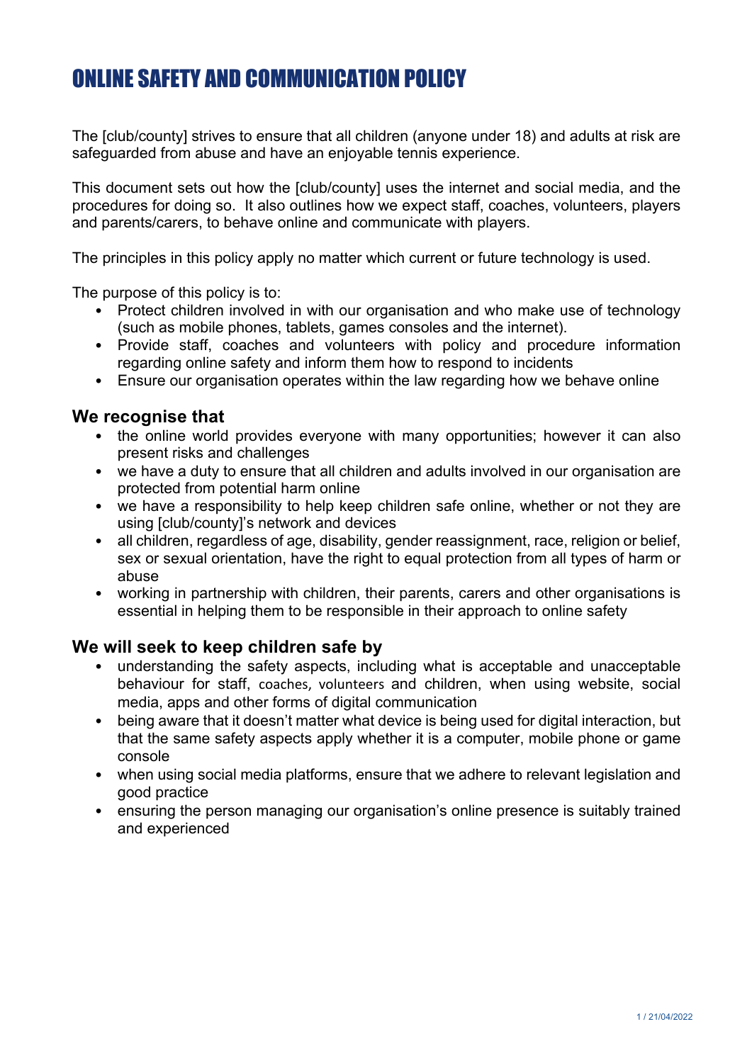# ONLINE SAFETY AND COMMUNICATION POLICY

The [club/county] strives to ensure that all children (anyone under 18) and adults at risk are safeguarded from abuse and have an enjoyable tennis experience.

This document sets out how the [club/county] uses the internet and social media, and the procedures for doing so. It also outlines how we expect staff, coaches, volunteers, players and parents/carers, to behave online and communicate with players.

The principles in this policy apply no matter which current or future technology is used.

The purpose of this policy is to:

- Protect children involved in with our organisation and who make use of technology (such as mobile phones, tablets, games consoles and the internet).
- Provide staff, coaches and volunteers with policy and procedure information regarding online safety and inform them how to respond to incidents
- Ensure our organisation operates within the law regarding how we behave online

## We recognise that

- the online world provides everyone with many opportunities; however it can also present risks and challenges
- we have a duty to ensure that all children and adults involved in our organisation are protected from potential harm online
- we have a responsibility to help keep children safe online, whether or not they are using [club/county]'s network and devices
- all children, regardless of age, disability, gender reassignment, race, religion or belief, sex or sexual orientation, have the right to equal protection from all types of harm or abuse
- working in partnership with children, their parents, carers and other organisations is essential in helping them to be responsible in their approach to online safety

## We will seek to keep children safe by

- understanding the safety aspects, including what is acceptable and unacceptable behaviour for staff, coaches, volunteers and children, when using website, social media, apps and other forms of digital communication
- being aware that it doesn't matter what device is being used for digital interaction, but that the same safety aspects apply whether it is a computer, mobile phone or game console
- when using social media platforms, ensure that we adhere to relevant legislation and good practice
- ensuring the person managing our organisation's online presence is suitably trained and experienced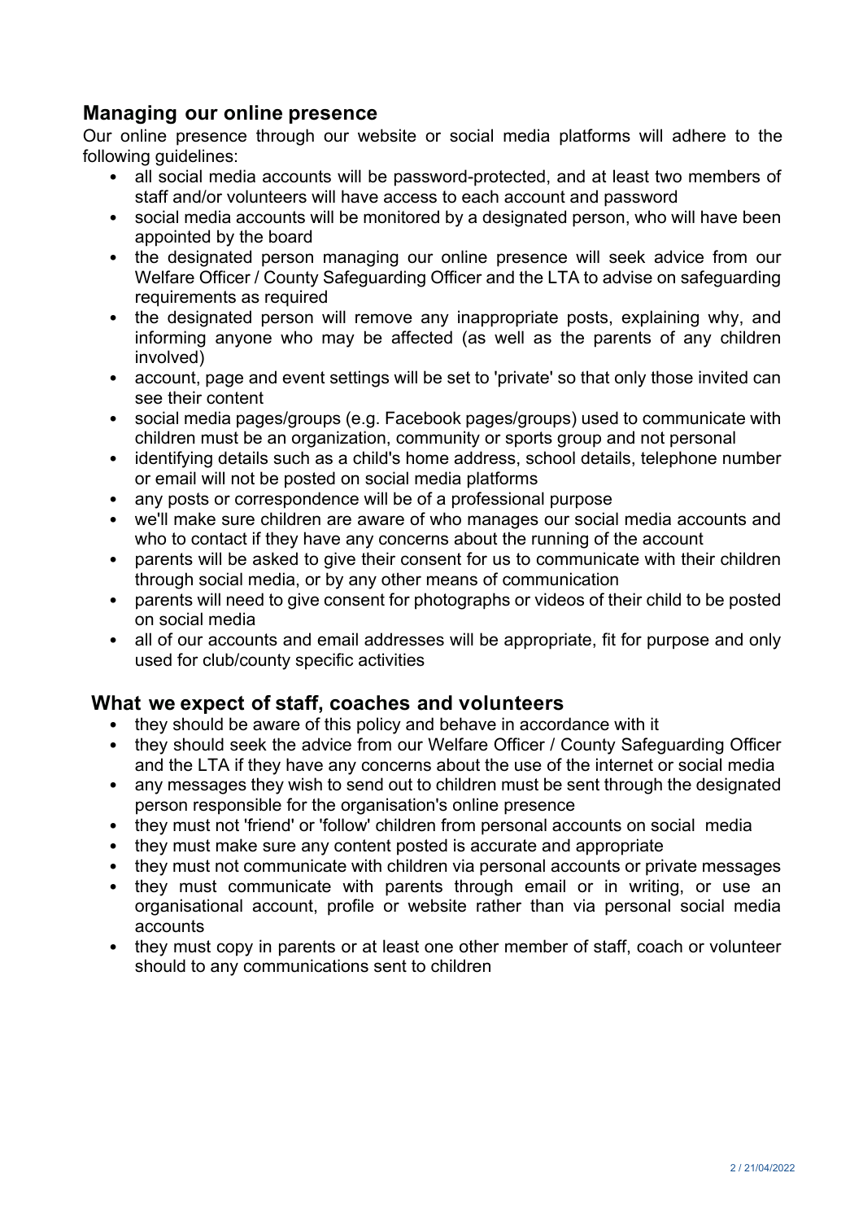## Managing our online presence

Our online presence through our website or social media platforms will adhere to the following guidelines:

- all social media accounts will be password-protected, and at least two members of staff and/or volunteers will have access to each account and password
- social media accounts will be monitored by a designated person, who will have been appointed by the board
- the designated person managing our online presence will seek advice from our Welfare Officer / County Safeguarding Officer and the LTA to advise on safeguarding requirements as required
- the designated person will remove any inappropriate posts, explaining why, and informing anyone who may be affected (as well as the parents of any children involved)
- account, page and event settings will be set to 'private' so that only those invited can see their content
- social media pages/groups (e.g. Facebook pages/groups) used to communicate with children must be an organization, community or sports group and not personal
- identifying details such as a child's home address, school details, telephone number or email will not be posted on social media platforms
- any posts or correspondence will be of a professional purpose
- we'll make sure children are aware of who manages our social media accounts and who to contact if they have any concerns about the running of the account
- parents will be asked to give their consent for us to communicate with their children through social media, or by any other means of communication
- parents will need to give consent for photographs or videos of their child to be posted on social media
- all of our accounts and email addresses will be appropriate, fit for purpose and only used for club/county specific activities

## What we expect of staff, coaches and volunteers

- they should be aware of this policy and behave in accordance with it
- they should seek the advice from our Welfare Officer / County Safeguarding Officer and the LTA if they have any concerns about the use of the internet or social media
- any messages they wish to send out to children must be sent through the designated person responsible for the organisation's online presence
- they must not 'friend' or 'follow' children from personal accounts on social media
- they must make sure any content posted is accurate and appropriate
- they must not communicate with children via personal accounts or private messages
- they must communicate with parents through email or in writing, or use an organisational account, profile or website rather than via personal social media accounts
- they must copy in parents or at least one other member of staff, coach or volunteer should to any communications sent to children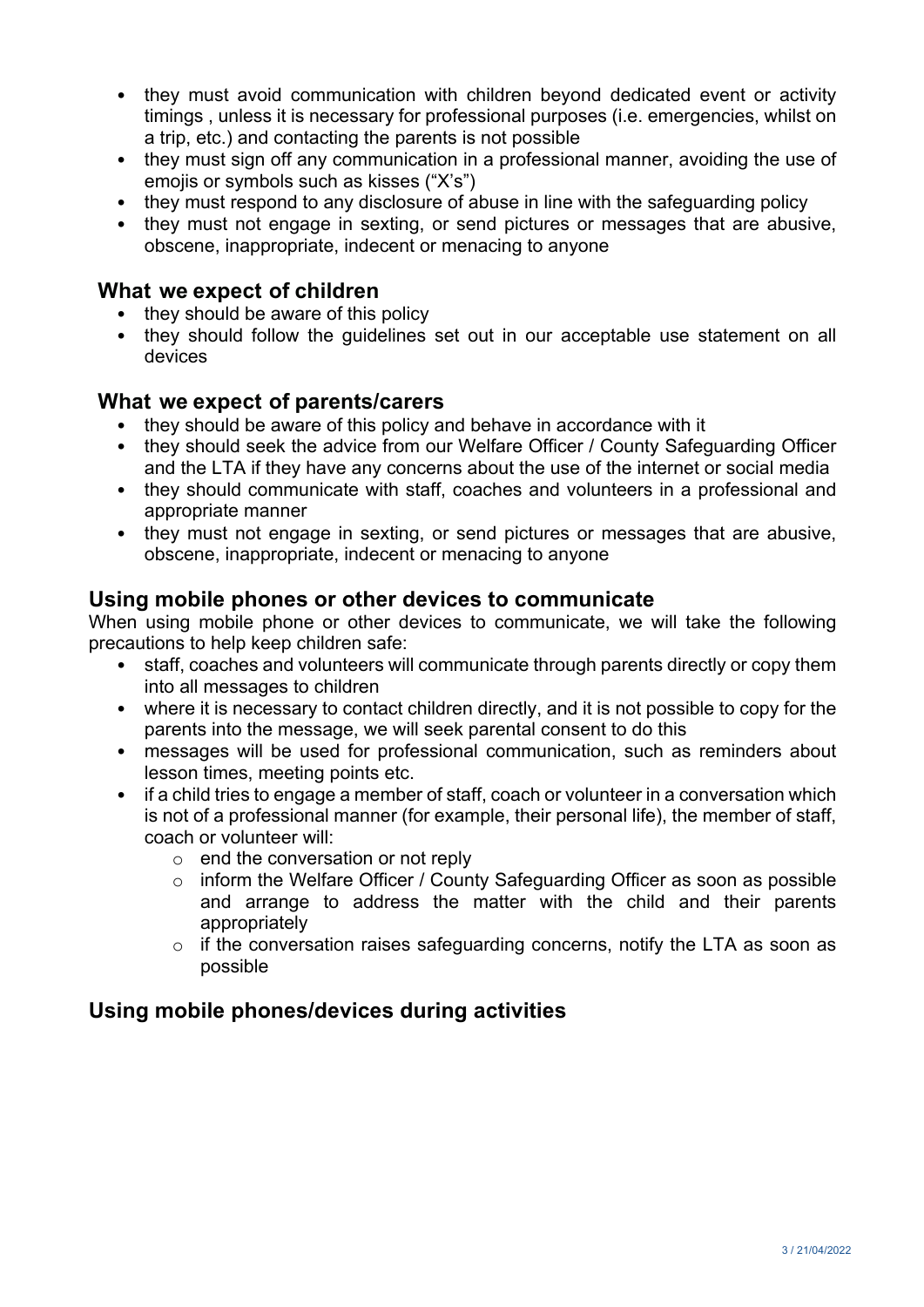- they must avoid communication with children beyond dedicated event or activity timings , unless it is necessary for professional purposes (i.e. emergencies, whilst on a trip, etc.) and contacting the parents is not possible
- they must sign off any communication in a professional manner, avoiding the use of emojis or symbols such as kisses ("X's")
- they must respond to any disclosure of abuse in line with the safeguarding policy
- they must not engage in sexting, or send pictures or messages that are abusive, obscene, inappropriate, indecent or menacing to anyone

### What we expect of children

- they should be aware of this policy
- they should follow the guidelines set out in our acceptable use statement on all devices

### What we expect of parents/carers

- they should be aware of this policy and behave in accordance with it
- they should seek the advice from our Welfare Officer / County Safeguarding Officer and the LTA if they have any concerns about the use of the internet or social media
- they should communicate with staff, coaches and volunteers in a professional and appropriate manner
- they must not engage in sexting, or send pictures or messages that are abusive, obscene, inappropriate, indecent or menacing to anyone

## Using mobile phones or other devices to communicate

When using mobile phone or other devices to communicate, we will take the following precautions to help keep children safe:

- staff, coaches and volunteers will communicate through parents directly or copy them into all messages to children
- where it is necessary to contact children directly, and it is not possible to copy for the parents into the message, we will seek parental consent to do this
- messages will be used for professional communication, such as reminders about lesson times, meeting points etc.
- if a child tries to engage a member of staff, coach or volunteer in a conversation which is not of a professional manner (for example, their personal life), the member of staff, coach or volunteer will:
  - end the conversation or not reply
  - inform the Welfare Officer / County Safeguarding Officer as soon as possible and arrange to address the matter with the child and their parents appropriately
  - if the conversation raises safeguarding concerns, notify the LTA as soon as possible

## Using mobile phones/devices during activities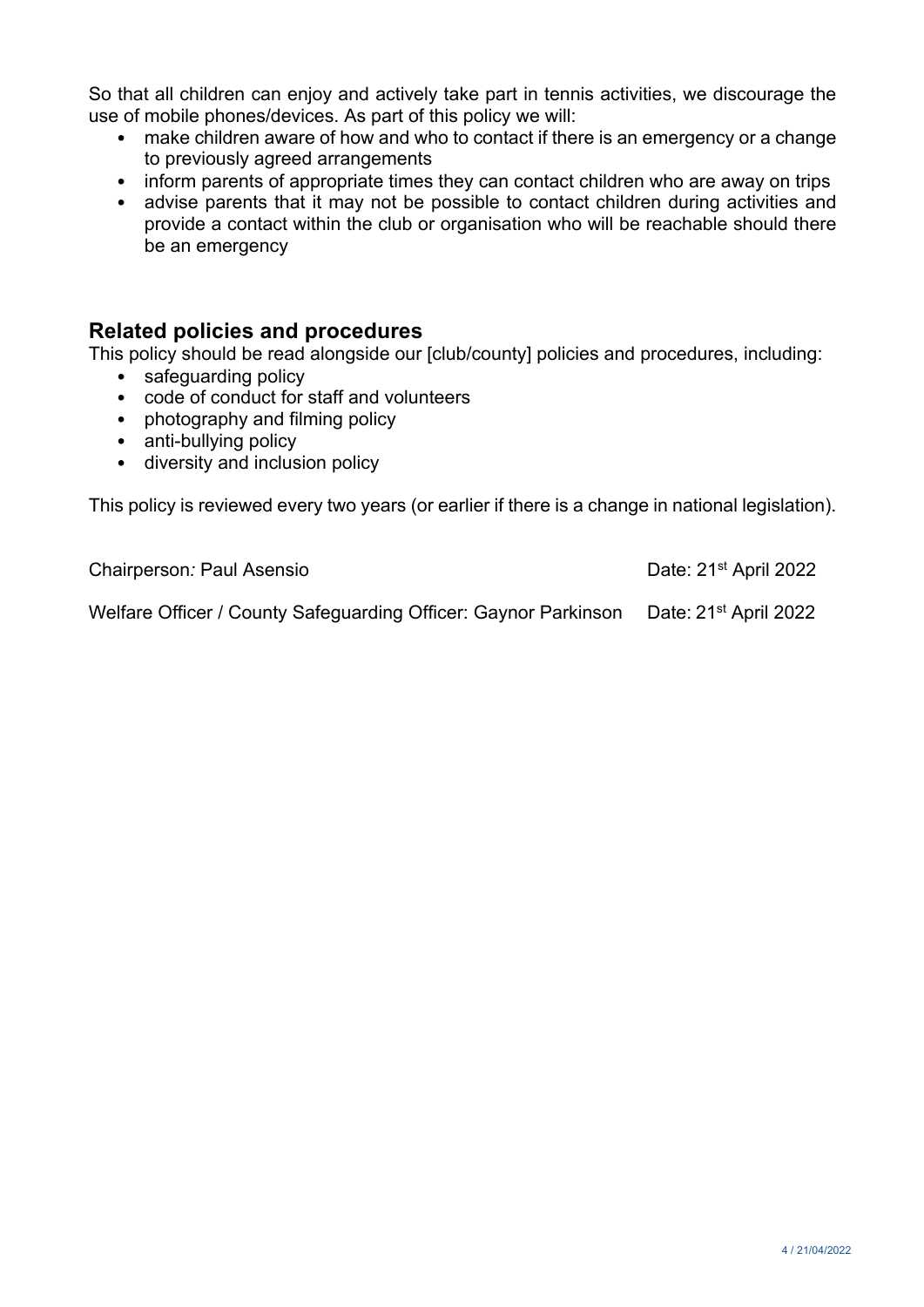So that all children can enjoy and actively take part in tennis activities, we discourage the use of mobile phones/devices. As part of this policy we will:

- make children aware of how and who to contact if there is an emergency or a change to previously agreed arrangements
- inform parents of appropriate times they can contact children who are away on trips
- advise parents that it may not be possible to contact children during activities and provide a contact within the club or organisation who will be reachable should there be an emergency

## Related policies and procedures

This policy should be read alongside our [club/county] policies and procedures, including:

- safeguarding policy
- code of conduct for staff and volunteers
- photography and filming policy
- anti-bullying policy
- diversity and inclusion policy

This policy is reviewed every two years (or earlier if there is a change in national legislation).

Chairperson*:* Paul Asensio — Date: 21st April 2022

Welfare Officer / County Safeguarding Officer: Gaynor Parkinson — Date: 21st April 2022